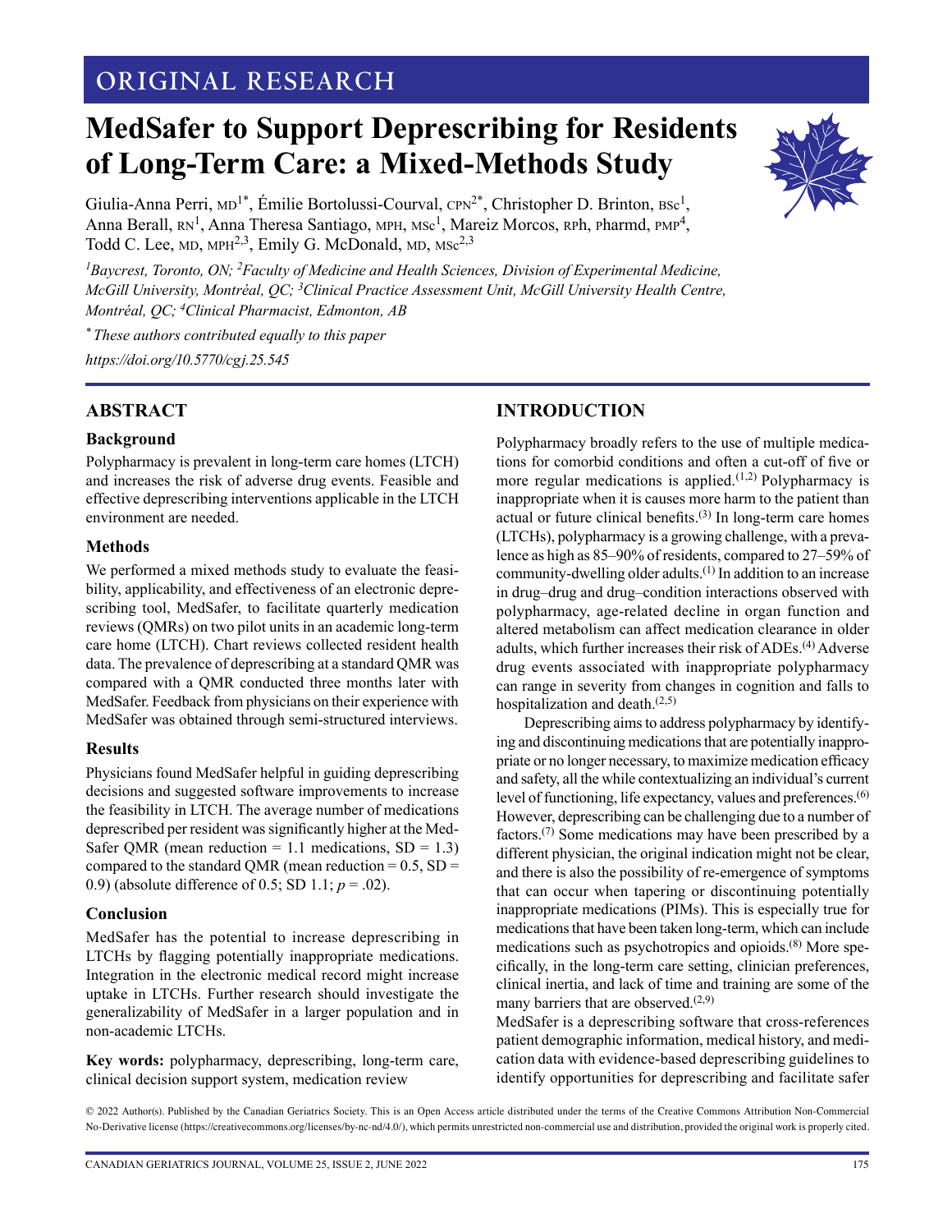ORIGINAL RESEARCH

# MedSafer to Support Deprescribing for Residents of Long-Term Care: a Mixed-Methods Study

Giulia-Anna Perri, MD[1*], Émilie Bortolussi-Courval, CPN[2*], Christopher D. Brinton, BSc[1], Anna Berall, RN[1], Anna Theresa Santiago, MPH, MSc[1], Mareiz Morcos, RPh, Pharmd, PMP[4], Todd C. Lee, MD, MPH[2,3], Emily G. McDonald, MD, MSc[2,3]

*[1]Baycrest, Toronto, ON; [2]Faculty of Medicine and Health Sciences, Division of Experimental Medicine, McGill University, Montréal, QC; [3]Clinical Practice Assessment Unit, McGill University Health Centre, Montréal, QC; [4]Clinical Pharmacist, Edmonton, AB*

*[*] These authors contributed equally to this paper*

*https://doi.org/10.5770/cgj.25.545*

## ABSTRACT

### Background

Polypharmacy is prevalent in long-term care homes (LTCH) and increases the risk of adverse drug events. Feasible and effective deprescribing interventions applicable in the LTCH environment are needed.

### Methods

We performed a mixed methods study to evaluate the feasibility, applicability, and effectiveness of an electronic deprescribing tool, MedSafer, to facilitate quarterly medication reviews (QMRs) on two pilot units in an academic long-term care home (LTCH). Chart reviews collected resident health data. The prevalence of deprescribing at a standard QMR was compared with a QMR conducted three months later with MedSafer. Feedback from physicians on their experience with MedSafer was obtained through semi-structured interviews.

### Results

Physicians found MedSafer helpful in guiding deprescribing decisions and suggested software improvements to increase the feasibility in LTCH. The average number of medications deprescribed per resident was significantly higher at the MedSafer QMR (mean reduction = 1.1 medications, SD = 1.3) compared to the standard QMR (mean reduction = 0.5, SD = 0.9) (absolute difference of 0.5; SD 1.1; $p = .02$).

### Conclusion

MedSafer has the potential to increase deprescribing in LTCHs by flagging potentially inappropriate medications. Integration in the electronic medical record might increase uptake in LTCHs. Further research should investigate the generalizability of MedSafer in a larger population and in non-academic LTCHs.

**Key words:** polypharmacy, deprescribing, long-term care, clinical decision support system, medication review

## INTRODUCTION

Polypharmacy broadly refers to the use of multiple medications for comorbid conditions and often a cut-off of five or more regular medications is applied.[1,2] Polypharmacy is inappropriate when it is causes more harm to the patient than actual or future clinical benefits.[3] In long-term care homes (LTCHs), polypharmacy is a growing challenge, with a prevalence as high as 85–90% of residents, compared to 27–59% of community-dwelling older adults.[1] In addition to an increase in drug–drug and drug–condition interactions observed with polypharmacy, age-related decline in organ function and altered metabolism can affect medication clearance in older adults, which further increases their risk of ADEs.[4] Adverse drug events associated with inappropriate polypharmacy can range in severity from changes in cognition and falls to hospitalization and death.[2,5]

Deprescribing aims to address polypharmacy by identifying and discontinuing medications that are potentially inappropriate or no longer necessary, to maximize medication efficacy and safety, all the while contextualizing an individual's current level of functioning, life expectancy, values and preferences.[6] However, deprescribing can be challenging due to a number of factors.[7] Some medications may have been prescribed by a different physician, the original indication might not be clear, and there is also the possibility of re-emergence of symptoms that can occur when tapering or discontinuing potentially inappropriate medications (PIMs). This is especially true for medications that have been taken long-term, which can include medications such as psychotropics and opioids.[8] More specifically, in the long-term care setting, clinician preferences, clinical inertia, and lack of time and training are some of the many barriers that are observed.[2,9]

MedSafer is a deprescribing software that cross-references patient demographic information, medical history, and medication data with evidence-based deprescribing guidelines to identify opportunities for deprescribing and facilitate safer

© 2022 Author(s). Published by the Canadian Geriatrics Society. This is an Open Access article distributed under the terms of the Creative Commons Attribution Non-Commercial No-Derivative license (https://creativecommons.org/licenses/by-nc-nd/4.0/), which permits unrestricted non-commercial use and distribution, provided the original work is properly cited.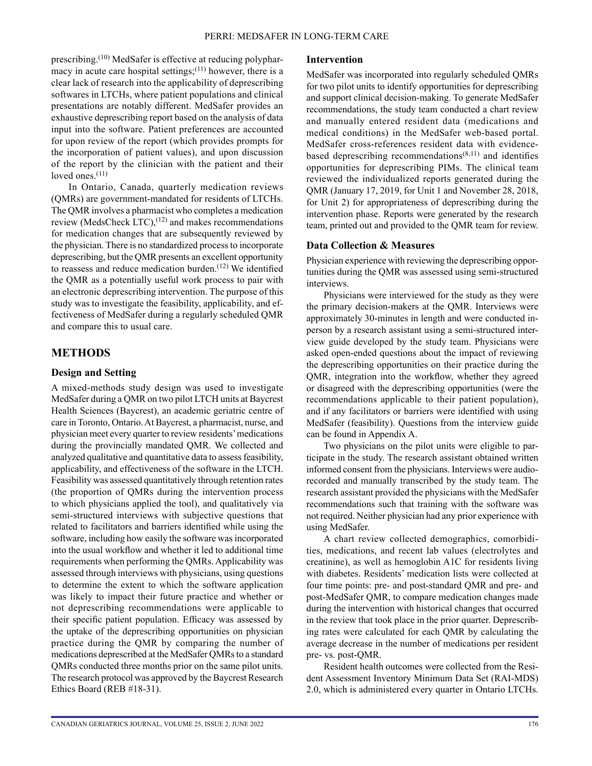prescribing.[10] MedSafer is effective at reducing polypharmacy in acute care hospital settings;[11] however, there is a clear lack of research into the applicability of deprescribing softwares in LTCHs, where patient populations and clinical presentations are notably different. MedSafer provides an exhaustive deprescribing report based on the analysis of data input into the software. Patient preferences are accounted for upon review of the report (which provides prompts for the incorporation of patient values), and upon discussion of the report by the clinician with the patient and their loved ones.[11]

In Ontario, Canada, quarterly medication reviews (QMRs) are government-mandated for residents of LTCHs. The QMR involves a pharmacist who completes a medication review (MedsCheck LTC),[12] and makes recommendations for medication changes that are subsequently reviewed by the physician. There is no standardized process to incorporate deprescribing, but the QMR presents an excellent opportunity to reassess and reduce medication burden.[12] We identified the QMR as a potentially useful work process to pair with an electronic deprescribing intervention. The purpose of this study was to investigate the feasibility, applicability, and effectiveness of MedSafer during a regularly scheduled QMR and compare this to usual care.

## METHODS

### Design and Setting

A mixed-methods study design was used to investigate MedSafer during a QMR on two pilot LTCH units at Baycrest Health Sciences (Baycrest), an academic geriatric centre of care in Toronto, Ontario. At Baycrest, a pharmacist, nurse, and physician meet every quarter to review residents' medications during the provincially mandated QMR. We collected and analyzed qualitative and quantitative data to assess feasibility, applicability, and effectiveness of the software in the LTCH. Feasibility was assessed quantitatively through retention rates (the proportion of QMRs during the intervention process to which physicians applied the tool), and qualitatively via semi-structured interviews with subjective questions that related to facilitators and barriers identified while using the software, including how easily the software was incorporated into the usual workflow and whether it led to additional time requirements when performing the QMRs. Applicability was assessed through interviews with physicians, using questions to determine the extent to which the software application was likely to impact their future practice and whether or not deprescribing recommendations were applicable to their specific patient population. Efficacy was assessed by the uptake of the deprescribing opportunities on physician practice during the QMR by comparing the number of medications deprescribed at the MedSafer QMRs to a standard QMRs conducted three months prior on the same pilot units. The research protocol was approved by the Baycrest Research Ethics Board (REB #18-31).

### Intervention

MedSafer was incorporated into regularly scheduled QMRs for two pilot units to identify opportunities for deprescribing and support clinical decision-making. To generate MedSafer recommendations, the study team conducted a chart review and manually entered resident data (medications and medical conditions) in the MedSafer web-based portal. MedSafer cross-references resident data with evidence-based deprescribing recommendations[8,11] and identifies opportunities for deprescribing PIMs. The clinical team reviewed the individualized reports generated during the QMR (January 17, 2019, for Unit 1 and November 28, 2018, for Unit 2) for appropriateness of deprescribing during the intervention phase. Reports were generated by the research team, printed out and provided to the QMR team for review.

### Data Collection & Measures

Physician experience with reviewing the deprescribing opportunities during the QMR was assessed using semi-structured interviews.

Physicians were interviewed for the study as they were the primary decision-makers at the QMR. Interviews were approximately 30-minutes in length and were conducted in-person by a research assistant using a semi-structured interview guide developed by the study team. Physicians were asked open-ended questions about the impact of reviewing the deprescribing opportunities on their practice during the QMR, integration into the workflow, whether they agreed or disagreed with the deprescribing opportunities (were the recommendations applicable to their patient population), and if any facilitators or barriers were identified with using MedSafer (feasibility). Questions from the interview guide can be found in Appendix A.

Two physicians on the pilot units were eligible to participate in the study. The research assistant obtained written informed consent from the physicians. Interviews were audio-recorded and manually transcribed by the study team. The research assistant provided the physicians with the MedSafer recommendations such that training with the software was not required. Neither physician had any prior experience with using MedSafer.

A chart review collected demographics, comorbidities, medications, and recent lab values (electrolytes and creatinine), as well as hemoglobin A1C for residents living with diabetes. Residents' medication lists were collected at four time points: pre- and post-standard QMR and pre- and post-MedSafer QMR, to compare medication changes made during the intervention with historical changes that occurred in the review that took place in the prior quarter. Deprescribing rates were calculated for each QMR by calculating the average decrease in the number of medications per resident pre- vs. post-QMR.

Resident health outcomes were collected from the Resident Assessment Inventory Minimum Data Set (RAI-MDS) 2.0, which is administered every quarter in Ontario LTCHs.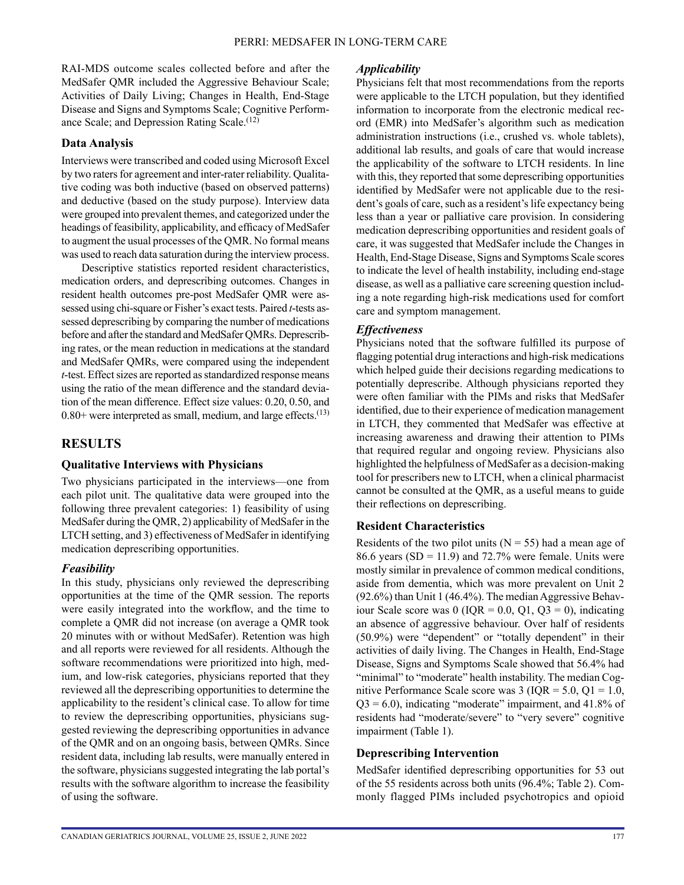RAI-MDS outcome scales collected before and after the MedSafer QMR included the Aggressive Behaviour Scale; Activities of Daily Living; Changes in Health, End-Stage Disease and Signs and Symptoms Scale; Cognitive Performance Scale; and Depression Rating Scale.[12]

### Data Analysis

Interviews were transcribed and coded using Microsoft Excel by two raters for agreement and inter-rater reliability. Qualitative coding was both inductive (based on observed patterns) and deductive (based on the study purpose). Interview data were grouped into prevalent themes, and categorized under the headings of feasibility, applicability, and efficacy of MedSafer to augment the usual processes of the QMR. No formal means was used to reach data saturation during the interview process.

Descriptive statistics reported resident characteristics, medication orders, and deprescribing outcomes. Changes in resident health outcomes pre-post MedSafer QMR were assessed using chi-square or Fisher's exact tests. Paired *t*-tests assessed deprescribing by comparing the number of medications before and after the standard and MedSafer QMRs. Deprescribing rates, or the mean reduction in medications at the standard and MedSafer QMRs, were compared using the independent *t*-test. Effect sizes are reported as standardized response means using the ratio of the mean difference and the standard deviation of the mean difference. Effect size values: 0.20, 0.50, and 0.80+ were interpreted as small, medium, and large effects.[13]

## RESULTS

### Qualitative Interviews with Physicians

Two physicians participated in the interviews—one from each pilot unit. The qualitative data were grouped into the following three prevalent categories: 1) feasibility of using MedSafer during the QMR, 2) applicability of MedSafer in the LTCH setting, and 3) effectiveness of MedSafer in identifying medication deprescribing opportunities.

#### *Feasibility*

In this study, physicians only reviewed the deprescribing opportunities at the time of the QMR session. The reports were easily integrated into the workflow, and the time to complete a QMR did not increase (on average a QMR took 20 minutes with or without MedSafer). Retention was high and all reports were reviewed for all residents. Although the software recommendations were prioritized into high, medium, and low-risk categories, physicians reported that they reviewed all the deprescribing opportunities to determine the applicability to the resident's clinical case. To allow for time to review the deprescribing opportunities, physicians suggested reviewing the deprescribing opportunities in advance of the QMR and on an ongoing basis, between QMRs. Since resident data, including lab results, were manually entered in the software, physicians suggested integrating the lab portal's results with the software algorithm to increase the feasibility of using the software.

#### *Applicability*

Physicians felt that most recommendations from the reports were applicable to the LTCH population, but they identified information to incorporate from the electronic medical record (EMR) into MedSafer's algorithm such as medication administration instructions (i.e., crushed vs. whole tablets), additional lab results, and goals of care that would increase the applicability of the software to LTCH residents. In line with this, they reported that some deprescribing opportunities identified by MedSafer were not applicable due to the resident's goals of care, such as a resident's life expectancy being less than a year or palliative care provision. In considering medication deprescribing opportunities and resident goals of care, it was suggested that MedSafer include the Changes in Health, End-Stage Disease, Signs and Symptoms Scale scores to indicate the level of health instability, including end-stage disease, as well as a palliative care screening question including a note regarding high-risk medications used for comfort care and symptom management.

#### *Effectiveness*

Physicians noted that the software fulfilled its purpose of flagging potential drug interactions and high-risk medications which helped guide their decisions regarding medications to potentially deprescribe. Although physicians reported they were often familiar with the PIMs and risks that MedSafer identified, due to their experience of medication management in LTCH, they commented that MedSafer was effective at increasing awareness and drawing their attention to PIMs that required regular and ongoing review. Physicians also highlighted the helpfulness of MedSafer as a decision-making tool for prescribers new to LTCH, when a clinical pharmacist cannot be consulted at the QMR, as a useful means to guide their reflections on deprescribing.

### Resident Characteristics

Residents of the two pilot units (N = 55) had a mean age of 86.6 years (SD = 11.9) and 72.7% were female. Units were mostly similar in prevalence of common medical conditions, aside from dementia, which was more prevalent on Unit 2 (92.6%) than Unit 1 (46.4%). The median Aggressive Behaviour Scale score was 0 (IQR = 0.0, Q1, Q3 = 0), indicating an absence of aggressive behaviour. Over half of residents (50.9%) were "dependent" or "totally dependent" in their activities of daily living. The Changes in Health, End-Stage Disease, Signs and Symptoms Scale showed that 56.4% had "minimal" to "moderate" health instability. The median Cognitive Performance Scale score was 3 (IQR = 5.0, Q1 = 1.0, Q3 = 6.0), indicating "moderate" impairment, and 41.8% of residents had "moderate/severe" to "very severe" cognitive impairment (Table 1).

### Deprescribing Intervention

MedSafer identified deprescribing opportunities for 53 out of the 55 residents across both units (96.4%; Table 2). Commonly flagged PIMs included psychotropics and opioid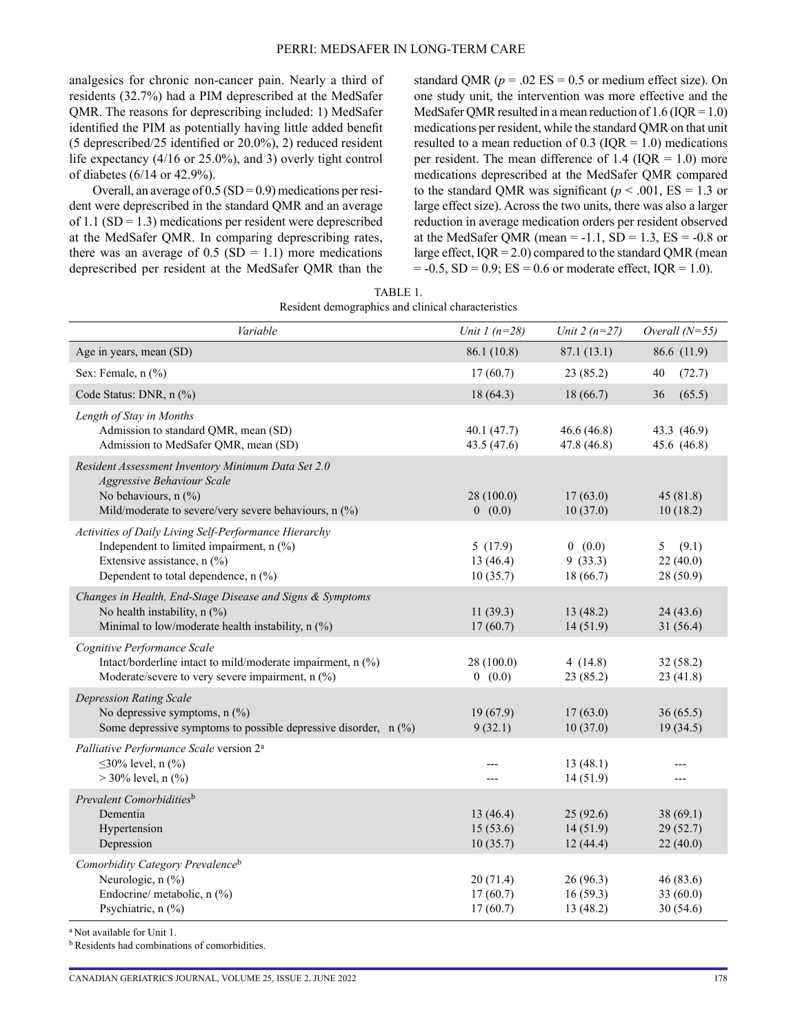analgesics for chronic non-cancer pain. Nearly a third of residents (32.7%) had a PIM deprescribed at the MedSafer QMR. The reasons for deprescribing included: 1) MedSafer identified the PIM as potentially having little added benefit (5 deprescribed/25 identified or 20.0%), 2) reduced resident life expectancy (4/16 or 25.0%), and 3) overly tight control of diabetes (6/14 or 42.9%).

Overall, an average of 0.5 (SD = 0.9) medications per resident were deprescribed in the standard QMR and an average of 1.1 (SD = 1.3) medications per resident were deprescribed at the MedSafer QMR. In comparing deprescribing rates, there was an average of 0.5 (SD = 1.1) more medications deprescribed per resident at the MedSafer QMR than the standard QMR ($p = .02$ ES = 0.5 or medium effect size). On one study unit, the intervention was more effective and the MedSafer QMR resulted in a mean reduction of 1.6 (IQR = 1.0) medications per resident, while the standard QMR on that unit resulted to a mean reduction of 0.3 (IQR = 1.0) medications per resident. The mean difference of 1.4 (IQR = 1.0) more medications deprescribed at the MedSafer QMR compared to the standard QMR was significant ($p < .001$, ES = 1.3 or large effect size). Across the two units, there was also a larger reduction in average medication orders per resident observed at the MedSafer QMR (mean = -1.1, SD = 1.3, ES = -0.8 or large effect, IQR = 2.0) compared to the standard QMR (mean = -0.5, SD = 0.9; ES = 0.6 or moderate effect, IQR = 1.0).

TABLE 1.
Resident demographics and clinical characteristics

| *Variable* | *Unit 1 (n=28)* | *Unit 2 (n=27)* | *Overall (N=55)* |
|---|---|---|---|
| Age in years, mean (SD) | 86.1 (10.8) | 87.1 (13.1) | 86.6 (11.9) |
| Sex: Female, n (%) | 17 (60.7) | 23 (85.2) | 40 (72.7) |
| Code Status: DNR, n (%) | 18 (64.3) | 18 (66.7) | 36 (65.5) |
| *Length of Stay in Months* | | | |
| Admission to standard QMR, mean (SD) | 40.1 (47.7) | 46.6 (46.8) | 43.3 (46.9) |
| Admission to MedSafer QMR, mean (SD) | 43.5 (47.6) | 47.8 (46.8) | 45.6 (46.8) |
| *Resident Assessment Inventory Minimum Data Set 2.0* | | | |
| *Aggressive Behaviour Scale* | | | |
| No behaviours, n (%) | 28 (100.0) | 17 (63.0) | 45 (81.8) |
| Mild/moderate to severe/very severe behaviours, n (%) | 0 (0.0) | 10 (37.0) | 10 (18.2) |
| *Activities of Daily Living Self-Performance Hierarchy* | | | |
| Independent to limited impairment, n (%) | 5 (17.9) | 0 (0.0) | 5 (9.1) |
| Extensive assistance, n (%) | 13 (46.4) | 9 (33.3) | 22 (40.0) |
| Dependent to total dependence, n (%) | 10 (35.7) | 18 (66.7) | 28 (50.9) |
| *Changes in Health, End-Stage Disease and Signs & Symptoms* | | | |
| No health instability, n (%) | 11 (39.3) | 13 (48.2) | 24 (43.6) |
| Minimal to low/moderate health instability, n (%) | 17 (60.7) | 14 (51.9) | 31 (56.4) |
| *Cognitive Performance Scale* | | | |
| Intact/borderline intact to mild/moderate impairment, n (%) | 28 (100.0) | 4 (14.8) | 32 (58.2) |
| Moderate/severe to very severe impairment, n (%) | 0 (0.0) | 23 (85.2) | 23 (41.8) |
| *Depression Rating Scale* | | | |
| No depressive symptoms, n (%) | 19 (67.9) | 17 (63.0) | 36 (65.5) |
| Some depressive symptoms to possible depressive disorder, n (%) | 9 (32.1) | 10 (37.0) | 19 (34.5) |
| *Palliative Performance Scale* version 2[a] | | | |
| ≤30% level, n (%) | --- | 13 (48.1) | --- |
| > 30% level, n (%) | --- | 14 (51.9) | --- |
| *Prevalent Comorbidities*[b] | | | |
| Dementia | 13 (46.4) | 25 (92.6) | 38 (69.1) |
| Hypertension | 15 (53.6) | 14 (51.9) | 29 (52.7) |
| Depression | 10 (35.7) | 12 (44.4) | 22 (40.0) |
| *Comorbidity Category Prevalence*[b] | | | |
| Neurologic, n (%) | 20 (71.4) | 26 (96.3) | 46 (83.6) |
| Endocrine/ metabolic, n (%) | 17 (60.7) | 16 (59.3) | 33 (60.0) |
| Psychiatric, n (%) | 17 (60.7) | 13 (48.2) | 30 (54.6) |

[a] Not available for Unit 1.

[b] Residents had combinations of comorbidities.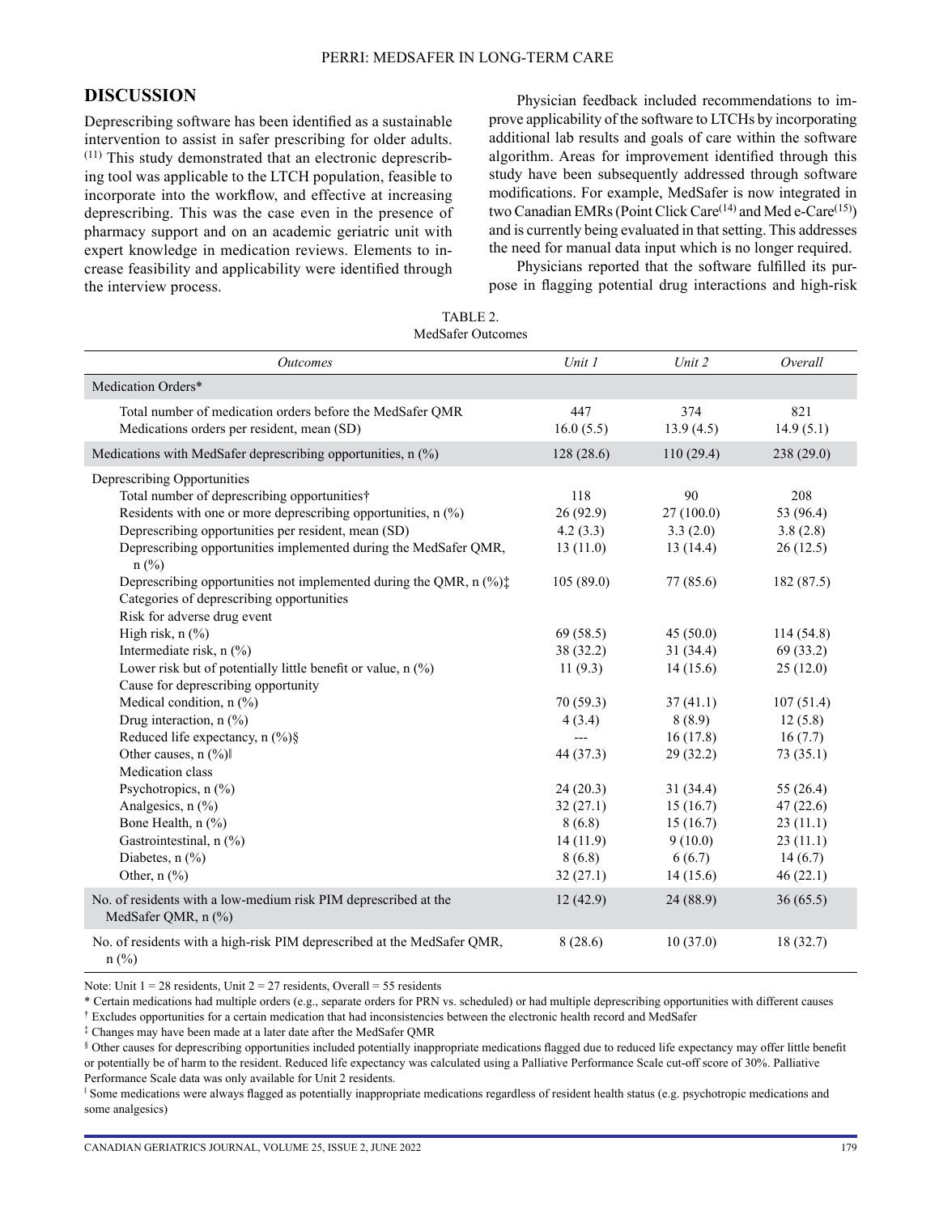## DISCUSSION

Deprescribing software has been identified as a sustainable intervention to assist in safer prescribing for older adults.[11] This study demonstrated that an electronic deprescribing tool was applicable to the LTCH population, feasible to incorporate into the workflow, and effective at increasing deprescribing. This was the case even in the presence of pharmacy support and on an academic geriatric unit with expert knowledge in medication reviews. Elements to increase feasibility and applicability were identified through the interview process.

Physician feedback included recommendations to improve applicability of the software to LTCHs by incorporating additional lab results and goals of care within the software algorithm. Areas for improvement identified through this study have been subsequently addressed through software modifications. For example, MedSafer is now integrated in two Canadian EMRs (Point Click Care[14] and Med e-Care[15]) and is currently being evaluated in that setting. This addresses the need for manual data input which is no longer required.

Physicians reported that the software fulfilled its purpose in flagging potential drug interactions and high-risk

TABLE 2.
MedSafer Outcomes

| *Outcomes* | *Unit 1* | *Unit 2* | *Overall* |
|---|---|---|---|
| Medication Orders* | | | |
| Total number of medication orders before the MedSafer QMR | 447 | 374 | 821 |
| Medications orders per resident, mean (SD) | 16.0 (5.5) | 13.9 (4.5) | 14.9 (5.1) |
| Medications with MedSafer deprescribing opportunities, n (%) | 128 (28.6) | 110 (29.4) | 238 (29.0) |
| Deprescribing Opportunities | | | |
| Total number of deprescribing opportunities† | 118 | 90 | 208 |
| Residents with one or more deprescribing opportunities, n (%) | 26 (92.9) | 27 (100.0) | 53 (96.4) |
| Deprescribing opportunities per resident, mean (SD) | 4.2 (3.3) | 3.3 (2.0) | 3.8 (2.8) |
| Deprescribing opportunities implemented during the MedSafer QMR, n (%) | 13 (11.0) | 13 (14.4) | 26 (12.5) |
| Deprescribing opportunities not implemented during the QMR, n (%)‡ | 105 (89.0) | 77 (85.6) | 182 (87.5) |
| Categories of deprescribing opportunities | | | |
| Risk for adverse drug event | | | |
| High risk, n (%) | 69 (58.5) | 45 (50.0) | 114 (54.8) |
| Intermediate risk, n (%) | 38 (32.2) | 31 (34.4) | 69 (33.2) |
| Lower risk but of potentially little benefit or value, n (%) | 11 (9.3) | 14 (15.6) | 25 (12.0) |
| Cause for deprescribing opportunity | | | |
| Medical condition, n (%) | 70 (59.3) | 37 (41.1) | 107 (51.4) |
| Drug interaction, n (%) | 4 (3.4) | 8 (8.9) | 12 (5.8) |
| Reduced life expectancy, n (%)§ | --- | 16 (17.8) | 16 (7.7) |
| Other causes, n (%)‖ | 44 (37.3) | 29 (32.2) | 73 (35.1) |
| Medication class | | | |
| Psychotropics, n (%) | 24 (20.3) | 31 (34.4) | 55 (26.4) |
| Analgesics, n (%) | 32 (27.1) | 15 (16.7) | 47 (22.6) |
| Bone Health, n (%) | 8 (6.8) | 15 (16.7) | 23 (11.1) |
| Gastrointestinal, n (%) | 14 (11.9) | 9 (10.0) | 23 (11.1) |
| Diabetes, n (%) | 8 (6.8) | 6 (6.7) | 14 (6.7) |
| Other, n (%) | 32 (27.1) | 14 (15.6) | 46 (22.1) |
| No. of residents with a low-medium risk PIM deprescribed at the MedSafer QMR, n (%) | 12 (42.9) | 24 (88.9) | 36 (65.5) |
| No. of residents with a high-risk PIM deprescribed at the MedSafer QMR, n (%) | 8 (28.6) | 10 (37.0) | 18 (32.7) |

Note: Unit 1 = 28 residents, Unit 2 = 27 residents, Overall = 55 residents

\* Certain medications had multiple orders (e.g., separate orders for PRN vs. scheduled) or had multiple deprescribing opportunities with different causes

† Excludes opportunities for a certain medication that had inconsistencies between the electronic health record and MedSafer

‡ Changes may have been made at a later date after the MedSafer QMR

§ Other causes for deprescribing opportunities included potentially inappropriate medications flagged due to reduced life expectancy may offer little benefit or potentially be of harm to the resident. Reduced life expectancy was calculated using a Palliative Performance Scale cut-off score of 30%. Palliative Performance Scale data was only available for Unit 2 residents.

‖ Some medications were always flagged as potentially inappropriate medications regardless of resident health status (e.g. psychotropic medications and some analgesics)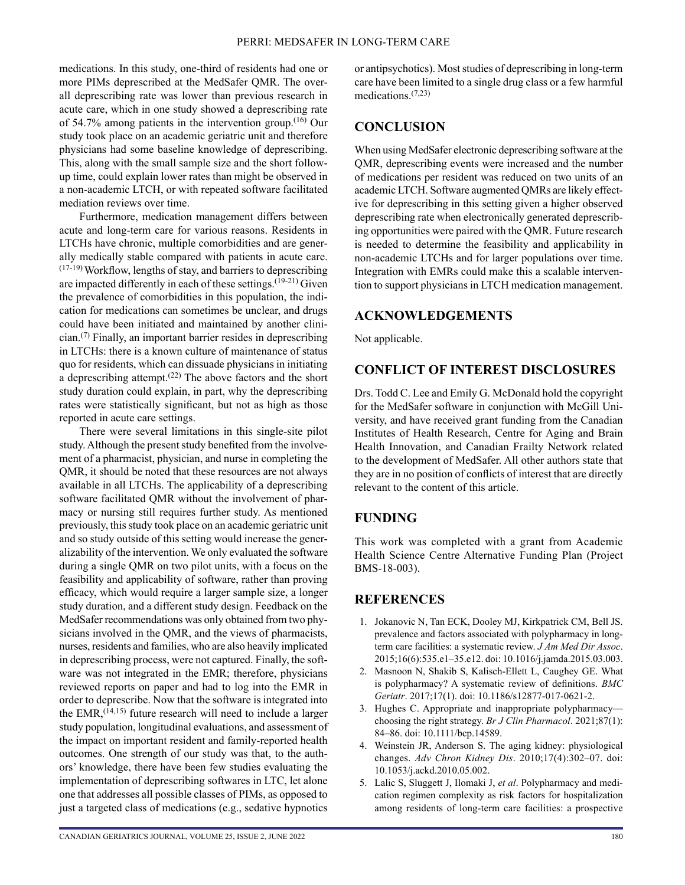medications. In this study, one-third of residents had one or more PIMs deprescribed at the MedSafer QMR. The overall deprescribing rate was lower than previous research in acute care, which in one study showed a deprescribing rate of 54.7% among patients in the intervention group.[16] Our study took place on an academic geriatric unit and therefore physicians had some baseline knowledge of deprescribing. This, along with the small sample size and the short follow-up time, could explain lower rates than might be observed in a non-academic LTCH, or with repeated software facilitated mediation reviews over time.

Furthermore, medication management differs between acute and long-term care for various reasons. Residents in LTCHs have chronic, multiple comorbidities and are generally medically stable compared with patients in acute care.[17-19] Workflow, lengths of stay, and barriers to deprescribing are impacted differently in each of these settings.[19-21] Given the prevalence of comorbidities in this population, the indication for medications can sometimes be unclear, and drugs could have been initiated and maintained by another clinician.[7] Finally, an important barrier resides in deprescribing in LTCHs: there is a known culture of maintenance of status quo for residents, which can dissuade physicians in initiating a deprescribing attempt.[22] The above factors and the short study duration could explain, in part, why the deprescribing rates were statistically significant, but not as high as those reported in acute care settings.

There were several limitations in this single-site pilot study. Although the present study benefited from the involvement of a pharmacist, physician, and nurse in completing the QMR, it should be noted that these resources are not always available in all LTCHs. The applicability of a deprescribing software facilitated QMR without the involvement of pharmacy or nursing still requires further study. As mentioned previously, this study took place on an academic geriatric unit and so study outside of this setting would increase the generalizability of the intervention. We only evaluated the software during a single QMR on two pilot units, with a focus on the feasibility and applicability of software, rather than proving efficacy, which would require a larger sample size, a longer study duration, and a different study design. Feedback on the MedSafer recommendations was only obtained from two physicians involved in the QMR, and the views of pharmacists, nurses, residents and families, who are also heavily implicated in deprescribing process, were not captured. Finally, the software was not integrated in the EMR; therefore, physicians reviewed reports on paper and had to log into the EMR in order to deprescribe. Now that the software is integrated into the EMR,[14,15] future research will need to include a larger study population, longitudinal evaluations, and assessment of the impact on important resident and family-reported health outcomes. One strength of our study was that, to the authors' knowledge, there have been few studies evaluating the implementation of deprescribing softwares in LTC, let alone one that addresses all possible classes of PIMs, as opposed to just a targeted class of medications (e.g., sedative hypnotics or antipsychotics). Most studies of deprescribing in long-term care have been limited to a single drug class or a few harmful medications.[7,23]

## CONCLUSION

When using MedSafer electronic deprescribing software at the QMR, deprescribing events were increased and the number of medications per resident was reduced on two units of an academic LTCH. Software augmented QMRs are likely effective for deprescribing in this setting given a higher observed deprescribing rate when electronically generated deprescribing opportunities were paired with the QMR. Future research is needed to determine the feasibility and applicability in non-academic LTCHs and for larger populations over time. Integration with EMRs could make this a scalable intervention to support physicians in LTCH medication management.

## ACKNOWLEDGEMENTS

Not applicable.

## CONFLICT OF INTEREST DISCLOSURES

Drs. Todd C. Lee and Emily G. McDonald hold the copyright for the MedSafer software in conjunction with McGill University, and have received grant funding from the Canadian Institutes of Health Research, Centre for Aging and Brain Health Innovation, and Canadian Frailty Network related to the development of MedSafer. All other authors state that they are in no position of conflicts of interest that are directly relevant to the content of this article.

## FUNDING

This work was completed with a grant from Academic Health Science Centre Alternative Funding Plan (Project BMS-18-003).

## REFERENCES

1. Jokanovic N, Tan ECK, Dooley MJ, Kirkpatrick CM, Bell JS. prevalence and factors associated with polypharmacy in long-term care facilities: a systematic review. *J Am Med Dir Assoc*. 2015;16(6):535.e1–35.e12. doi: 10.1016/j.jamda.2015.03.003.
2. Masnoon N, Shakib S, Kalisch-Ellett L, Caughey GE. What is polypharmacy? A systematic review of definitions. *BMC Geriatr*. 2017;17(1). doi: 10.1186/s12877-017-0621-2.
3. Hughes C. Appropriate and inappropriate polypharmacy—choosing the right strategy. *Br J Clin Pharmacol*. 2021;87(1): 84–86. doi: 10.1111/bcp.14589.
4. Weinstein JR, Anderson S. The aging kidney: physiological changes. *Adv Chron Kidney Dis*. 2010;17(4):302–07. doi: 10.1053/j.ackd.2010.05.002.
5. Lalic S, Sluggett J, Ilomaki J, *et al*. Polypharmacy and medication regimen complexity as risk factors for hospitalization among residents of long-term care facilities: a prospective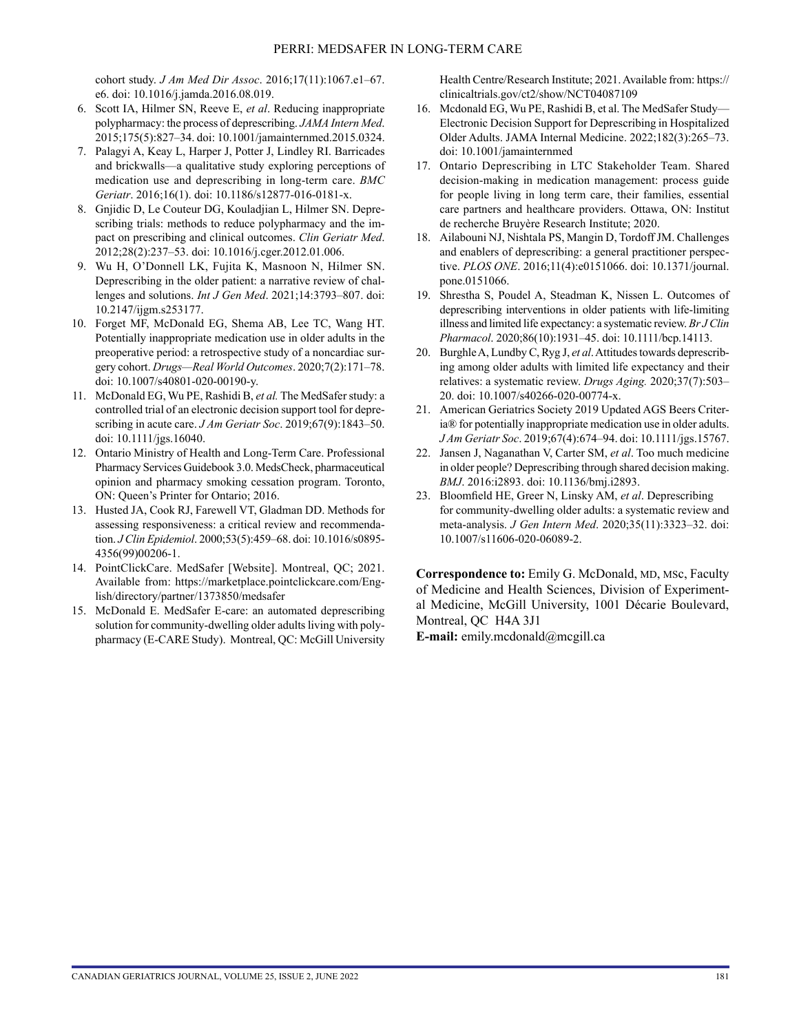cohort study. *J Am Med Dir Assoc*. 2016;17(11):1067.e1–67.e6. doi: 10.1016/j.jamda.2016.08.019.

6. Scott IA, Hilmer SN, Reeve E, *et al*. Reducing inappropriate polypharmacy: the process of deprescribing. *JAMA Intern Med*. 2015;175(5):827–34. doi: 10.1001/jamainternmed.2015.0324.
7. Palagyi A, Keay L, Harper J, Potter J, Lindley RI. Barricades and brickwalls—a qualitative study exploring perceptions of medication use and deprescribing in long-term care. *BMC Geriatr*. 2016;16(1). doi: 10.1186/s12877-016-0181-x.
8. Gnjidic D, Le Couteur DG, Kouladjian L, Hilmer SN. Deprescribing trials: methods to reduce polypharmacy and the impact on prescribing and clinical outcomes. *Clin Geriatr Med*. 2012;28(2):237–53. doi: 10.1016/j.cger.2012.01.006.
9. Wu H, O'Donnell LK, Fujita K, Masnoon N, Hilmer SN. Deprescribing in the older patient: a narrative review of challenges and solutions. *Int J Gen Med*. 2021;14:3793–807. doi: 10.2147/ijgm.s253177.
10. Forget MF, McDonald EG, Shema AB, Lee TC, Wang HT. Potentially inappropriate medication use in older adults in the preoperative period: a retrospective study of a noncardiac surgery cohort. *Drugs—Real World Outcomes*. 2020;7(2):171–78. doi: 10.1007/s40801-020-00190-y.
11. McDonald EG, Wu PE, Rashidi B, *et al.* The MedSafer study: a controlled trial of an electronic decision support tool for deprescribing in acute care. *J Am Geriatr Soc*. 2019;67(9):1843–50. doi: 10.1111/jgs.16040.
12. Ontario Ministry of Health and Long-Term Care. Professional Pharmacy Services Guidebook 3.0. MedsCheck, pharmaceutical opinion and pharmacy smoking cessation program. Toronto, ON: Queen's Printer for Ontario; 2016.
13. Husted JA, Cook RJ, Farewell VT, Gladman DD. Methods for assessing responsiveness: a critical review and recommendation. *J Clin Epidemiol*. 2000;53(5):459–68. doi: 10.1016/s0895-4356(99)00206-1.
14. PointClickCare. MedSafer [Website]. Montreal, QC; 2021. Available from: https://marketplace.pointclickcare.com/English/directory/partner/1373850/medsafer
15. McDonald E. MedSafer E-care: an automated deprescribing solution for community-dwelling older adults living with polypharmacy (E-CARE Study). Montreal, QC: McGill University Health Centre/Research Institute; 2021. Available from: https://clinicaltrials.gov/ct2/show/NCT04087109
16. Mcdonald EG, Wu PE, Rashidi B, et al. The MedSafer Study—Electronic Decision Support for Deprescribing in Hospitalized Older Adults. JAMA Internal Medicine. 2022;182(3):265–73. doi: 10.1001/jamainternmed
17. Ontario Deprescribing in LTC Stakeholder Team. Shared decision-making in medication management: process guide for people living in long term care, their families, essential care partners and healthcare providers. Ottawa, ON: Institut de recherche Bruyère Research Institute; 2020.
18. Ailabouni NJ, Nishtala PS, Mangin D, Tordoff JM. Challenges and enablers of deprescribing: a general practitioner perspective. *PLOS ONE*. 2016;11(4):e0151066. doi: 10.1371/journal.pone.0151066.
19. Shrestha S, Poudel A, Steadman K, Nissen L. Outcomes of deprescribing interventions in older patients with life-limiting illness and limited life expectancy: a systematic review. *Br J Clin Pharmacol*. 2020;86(10):1931–45. doi: 10.1111/bcp.14113.
20. Burghle A, Lundby C, Ryg J, *et al*. Attitudes towards deprescribing among older adults with limited life expectancy and their relatives: a systematic review. *Drugs Aging.* 2020;37(7):503–20. doi: 10.1007/s40266-020-00774-x.
21. American Geriatrics Society 2019 Updated AGS Beers Criteria® for potentially inappropriate medication use in older adults. *J Am Geriatr Soc*. 2019;67(4):674–94. doi: 10.1111/jgs.15767.
22. Jansen J, Naganathan V, Carter SM, *et al*. Too much medicine in older people? Deprescribing through shared decision making. *BMJ*. 2016:i2893. doi: 10.1136/bmj.i2893.
23. Bloomfield HE, Greer N, Linsky AM, *et al*. Deprescribing for community-dwelling older adults: a systematic review and meta-analysis. *J Gen Intern Med*. 2020;35(11):3323–32. doi: 10.1007/s11606-020-06089-2.

**Correspondence to:** Emily G. McDonald, MD, MSc, Faculty of Medicine and Health Sciences, Division of Experimental Medicine, McGill University, 1001 Décarie Boulevard, Montreal, QC H4A 3J1

**E-mail:** emily.mcdonald@mcgill.ca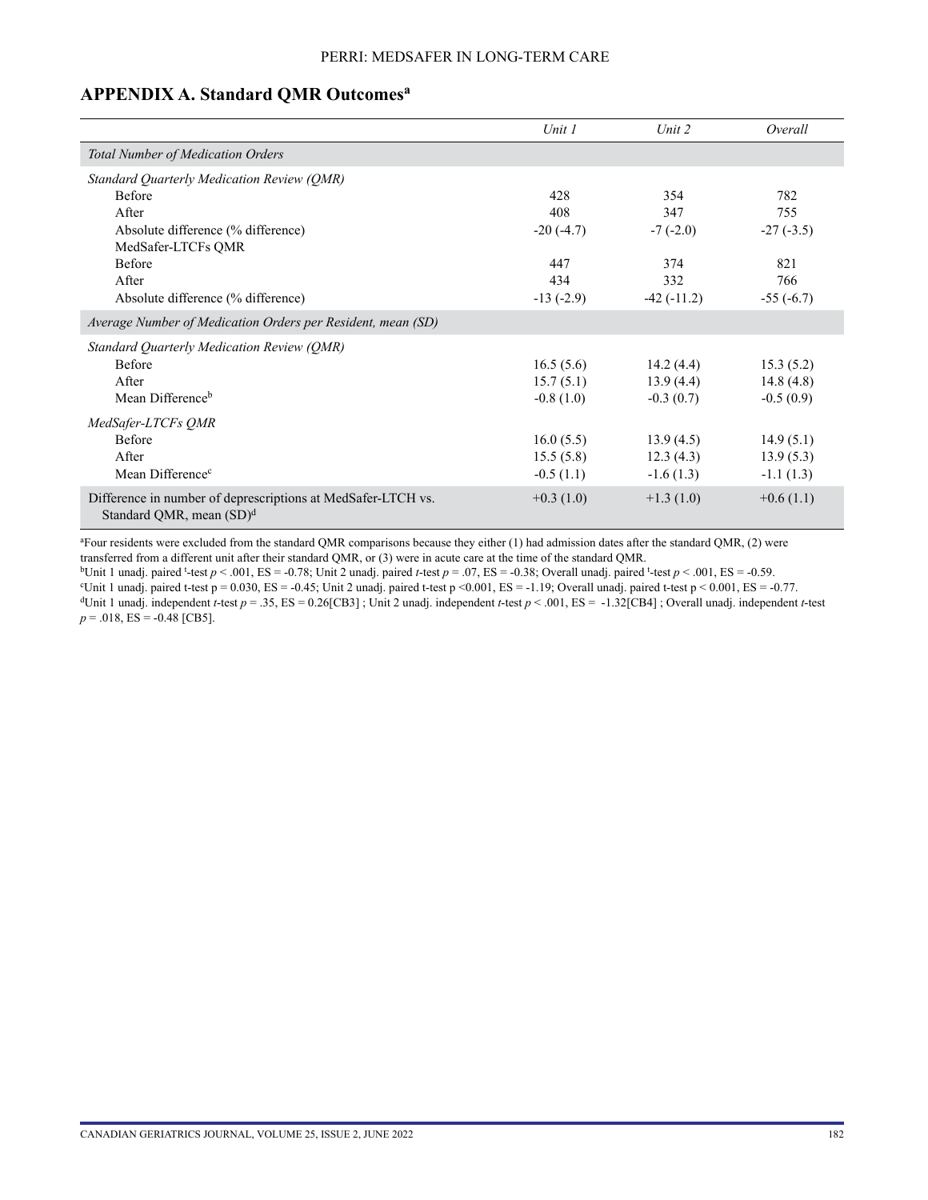## APPENDIX A. Standard QMR Outcomes[a]

| | *Unit 1* | *Unit 2* | *Overall* |
|---|---|---|---|
| *Total Number of Medication Orders* | | | |
| *Standard Quarterly Medication Review (QMR)* | | | |
| Before | 428 | 354 | 782 |
| After | 408 | 347 | 755 |
| Absolute difference (% difference) | -20 (-4.7) | -7 (-2.0) | -27 (-3.5) |
| MedSafer-LTCFs QMR | | | |
| Before | 447 | 374 | 821 |
| After | 434 | 332 | 766 |
| Absolute difference (% difference) | -13 (-2.9) | -42 (-11.2) | -55 (-6.7) |
| *Average Number of Medication Orders per Resident, mean (SD)* | | | |
| *Standard Quarterly Medication Review (QMR)* | | | |
| Before | 16.5 (5.6) | 14.2 (4.4) | 15.3 (5.2) |
| After | 15.7 (5.1) | 13.9 (4.4) | 14.8 (4.8) |
| Mean Difference[b] | -0.8 (1.0) | -0.3 (0.7) | -0.5 (0.9) |
| *MedSafer-LTCFs QMR* | | | |
| Before | 16.0 (5.5) | 13.9 (4.5) | 14.9 (5.1) |
| After | 15.5 (5.8) | 12.3 (4.3) | 13.9 (5.3) |
| Mean Difference[c] | -0.5 (1.1) | -1.6 (1.3) | -1.1 (1.3) |
| Difference in number of deprescriptions at MedSafer-LTCH vs. Standard QMR, mean (SD)[d] | +0.3 (1.0) | +1.3 (1.0) | +0.6 (1.1) |

[a]Four residents were excluded from the standard QMR comparisons because they either (1) had admission dates after the standard QMR, (2) were transferred from a different unit after their standard QMR, or (3) were in acute care at the time of the standard QMR.

[b]Unit 1 unadj. paired t-test $p < .001$, ES = -0.78; Unit 2 unadj. paired *t*-test $p = .07$, ES = -0.38; Overall unadj. paired t-test $p < .001$, ES = -0.59.

[c]Unit 1 unadj. paired t-test p = 0.030, ES = -0.45; Unit 2 unadj. paired t-test p <0.001, ES = -1.19; Overall unadj. paired t-test p < 0.001, ES = -0.77.

[d]Unit 1 unadj. independent *t*-test $p = .35$, ES = 0.26[CB3] ; Unit 2 unadj. independent *t*-test $p < .001$, ES = -1.32[CB4] ; Overall unadj. independent *t*-test $p = .018$, ES = -0.48 [CB5].